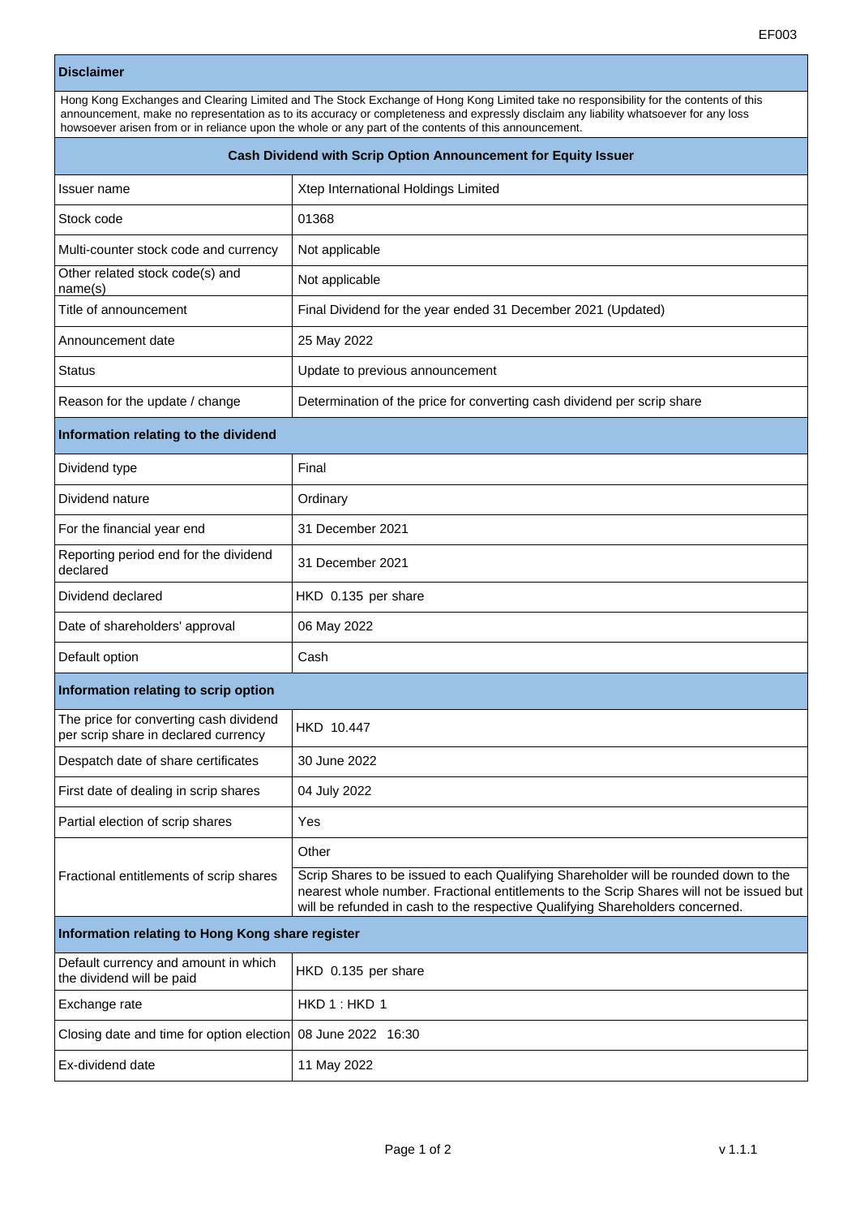EF003

## Disclaimer

Hong Kong Exchanges and Clearing Limited and The Stock Exchange of Hong Kong Limited take no responsibility for the contents of this announcement, make no representation as to its accuracy or completeness and expressly disclaim any liability whatsoever for any loss howsoever arisen from or in reliance upon the whole or any part of the contents of this announcement.

## Cash Dividend with Scrip Option Announcement for Equity Issuer

| | |
|---|---|
| Issuer name | Xtep International Holdings Limited |
| Stock code | 01368 |
| Multi-counter stock code and currency | Not applicable |
| Other related stock code(s) and name(s) | Not applicable |
| Title of announcement | Final Dividend for the year ended 31 December 2021 (Updated) |
| Announcement date | 25 May 2022 |
| Status | Update to previous announcement |
| Reason for the update / change | Determination of the price for converting cash dividend per scrip share |

### Information relating to the dividend

| | |
|---|---|
| Dividend type | Final |
| Dividend nature | Ordinary |
| For the financial year end | 31 December 2021 |
| Reporting period end for the dividend declared | 31 December 2021 |
| Dividend declared | HKD 0.135 per share |
| Date of shareholders' approval | 06 May 2022 |
| Default option | Cash |

### Information relating to scrip option

| | |
|---|---|
| The price for converting cash dividend per scrip share in declared currency | HKD 10.447 |
| Despatch date of share certificates | 30 June 2022 |
| First date of dealing in scrip shares | 04 July 2022 |
| Partial election of scrip shares | Yes |
| Fractional entitlements of scrip shares | Other<br>Scrip Shares to be issued to each Qualifying Shareholder will be rounded down to the nearest whole number. Fractional entitlements to the Scrip Shares will not be issued but will be refunded in cash to the respective Qualifying Shareholders concerned. |

### Information relating to Hong Kong share register

| | |
|---|---|
| Default currency and amount in which the dividend will be paid | HKD 0.135 per share |
| Exchange rate | HKD 1 : HKD 1 |
| Closing date and time for option election | 08 June 2022 16:30 |
| Ex-dividend date | 11 May 2022 |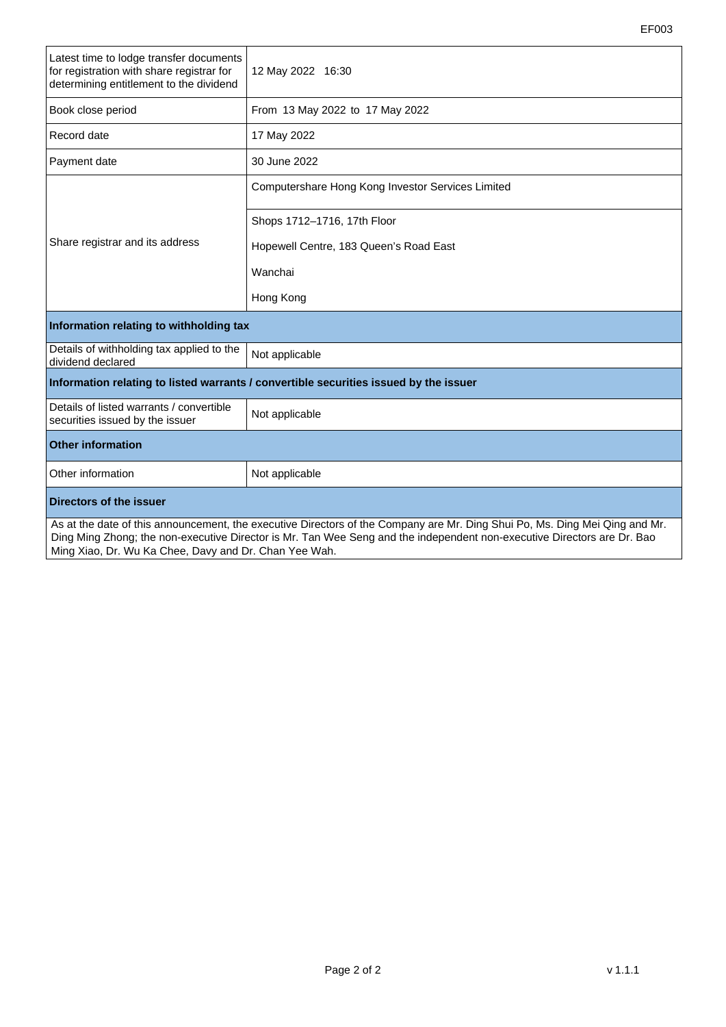| | |
|---|---|
| Latest time to lodge transfer documents for registration with share registrar for determining entitlement to the dividend | 12 May 2022 16:30 |
| Book close period | From 13 May 2022 to 17 May 2022 |
| Record date | 17 May 2022 |
| Payment date | 30 June 2022 |
| Share registrar and its address | Computershare Hong Kong Investor Services Limited<br>Shops 1712–1716, 17th Floor<br>Hopewell Centre, 183 Queen's Road East<br>Wanchai<br>Hong Kong |
| **Information relating to withholding tax** | |
| Details of withholding tax applied to the dividend declared | Not applicable |
| **Information relating to listed warrants / convertible securities issued by the issuer** | |
| Details of listed warrants / convertible securities issued by the issuer | Not applicable |
| **Other information** | |
| Other information | Not applicable |
| **Directors of the issuer** | |

As at the date of this announcement, the executive Directors of the Company are Mr. Ding Shui Po, Ms. Ding Mei Qing and Mr. Ding Ming Zhong; the non-executive Director is Mr. Tan Wee Seng and the independent non-executive Directors are Dr. Bao Ming Xiao, Dr. Wu Ka Chee, Davy and Dr. Chan Yee Wah.